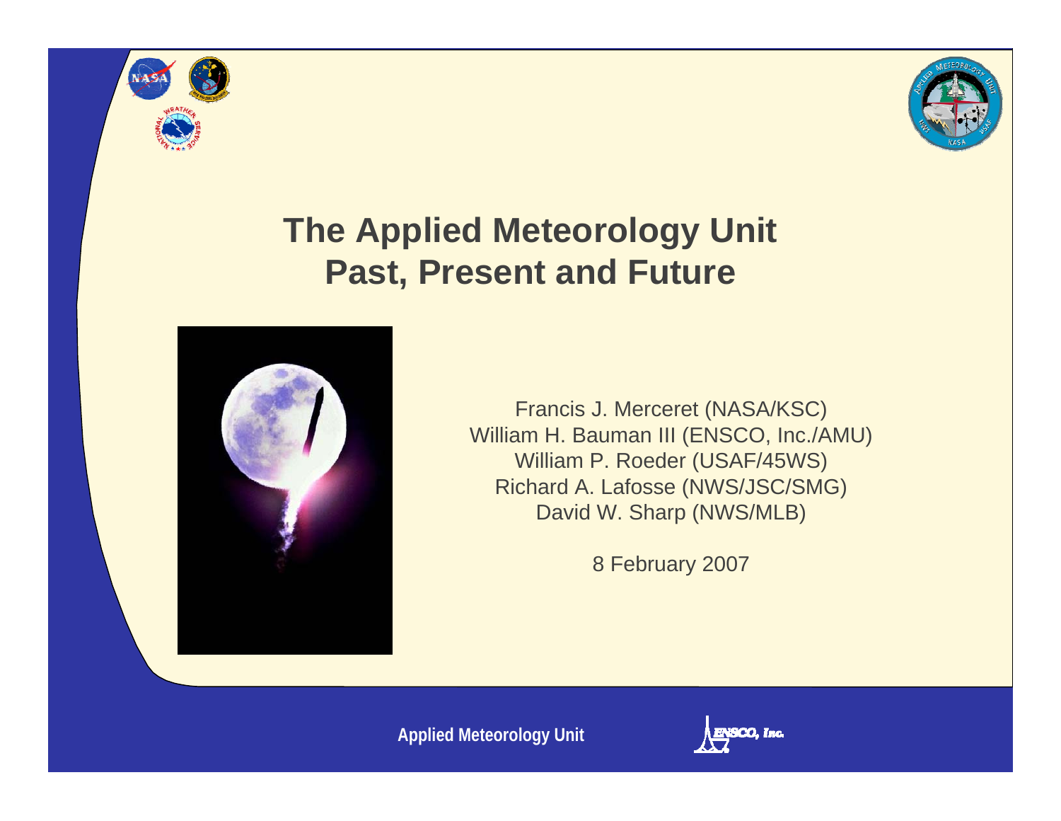# The Applied Meteorology Unit
# Past, Present and Future

Francis J. Merceret (NASA/KSC)
William H. Bauman III (ENSCO, Inc./AMU)
William P. Roeder (USAF/45WS)
Richard A. Lafosse (NWS/JSC/SMG)
David W. Sharp (NWS/MLB)

8 February 2007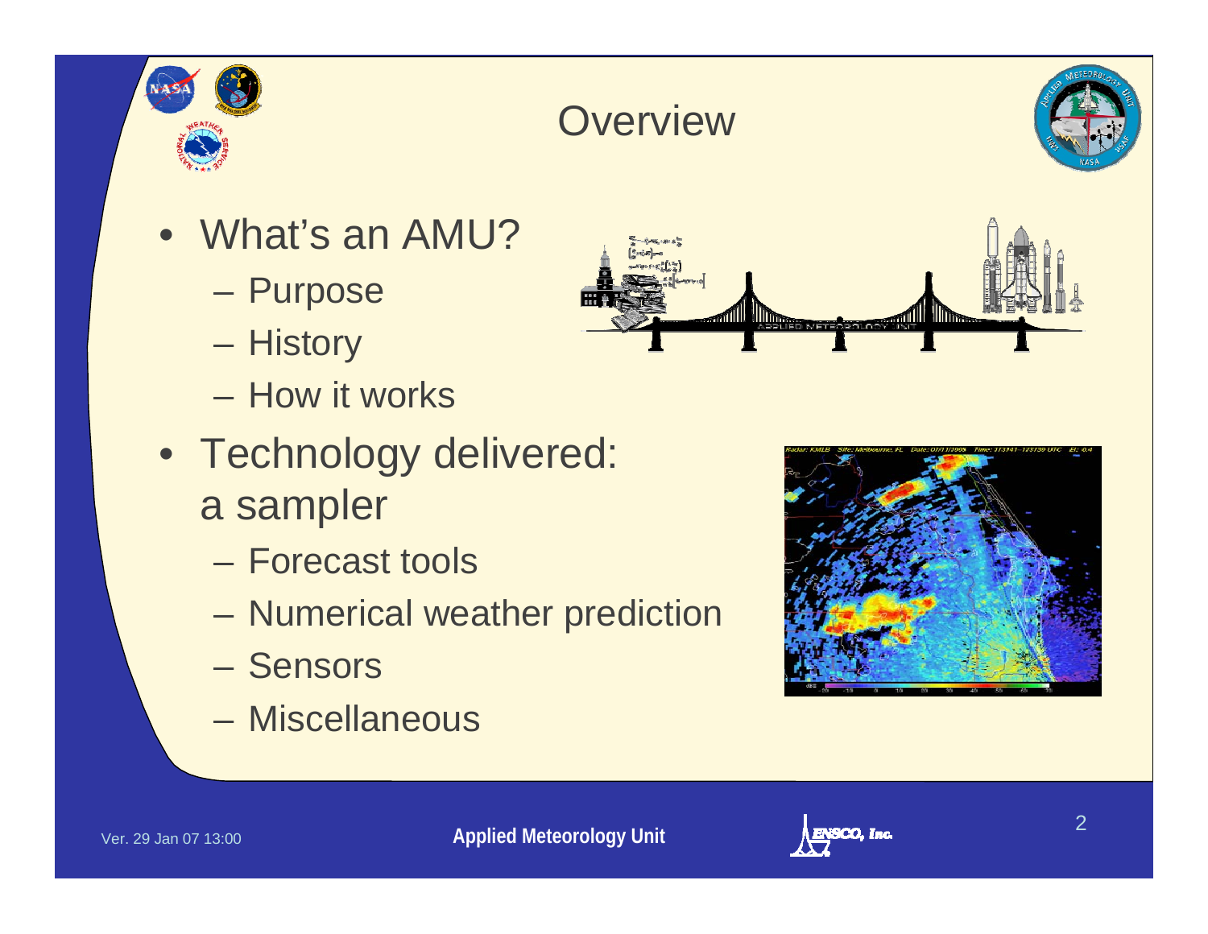# Overview

- What's an AMU?
  - Purpose
  - History
  - How it works
- Technology delivered: a sampler
  - Forecast tools
  - Numerical weather prediction
  - Sensors
  - Miscellaneous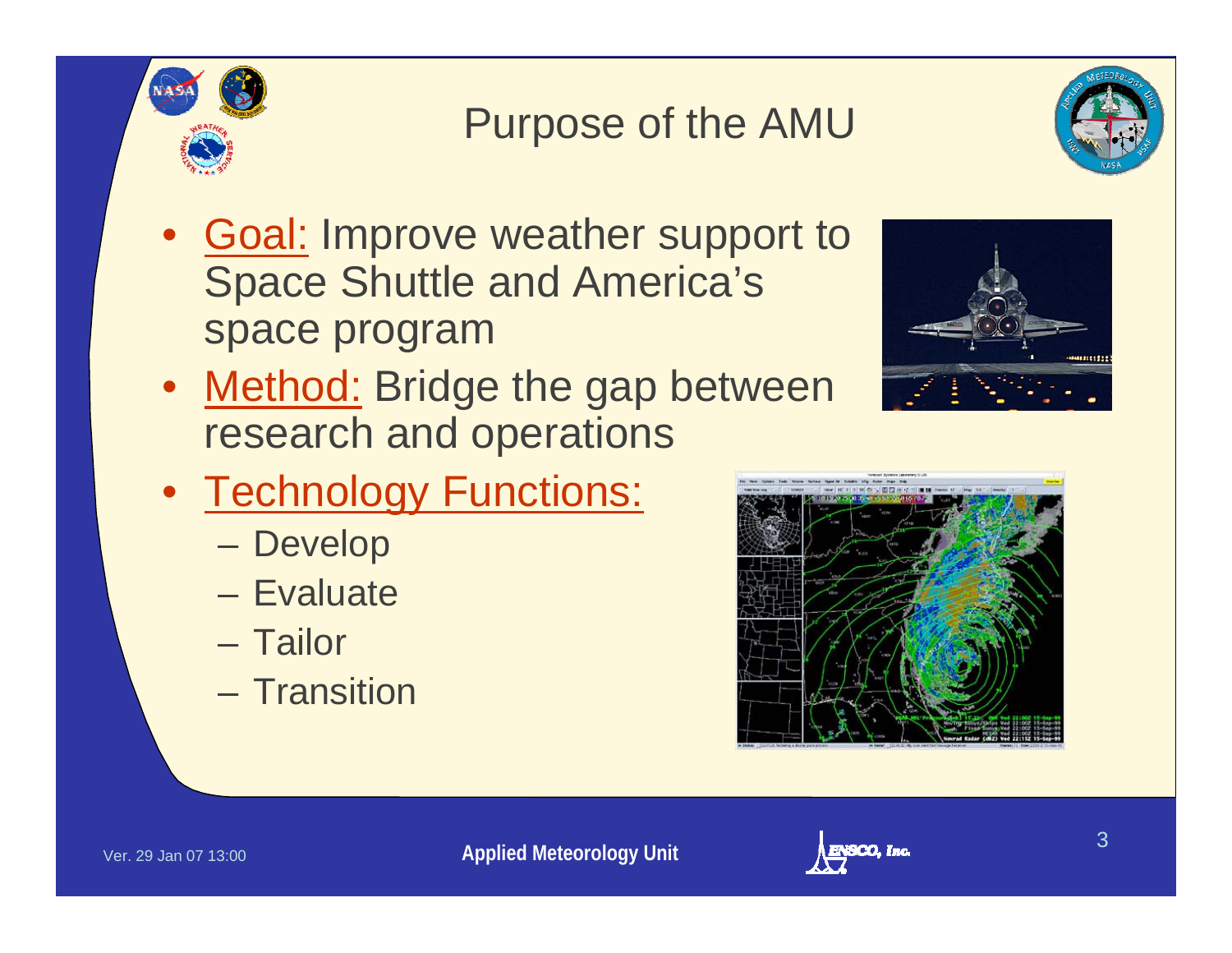# Purpose of the AMU

- Goal: Improve weather support to Space Shuttle and America's space program
- Method: Bridge the gap between research and operations
- Technology Functions:
  - Develop
  - Evaluate
  - Tailor
  - Transition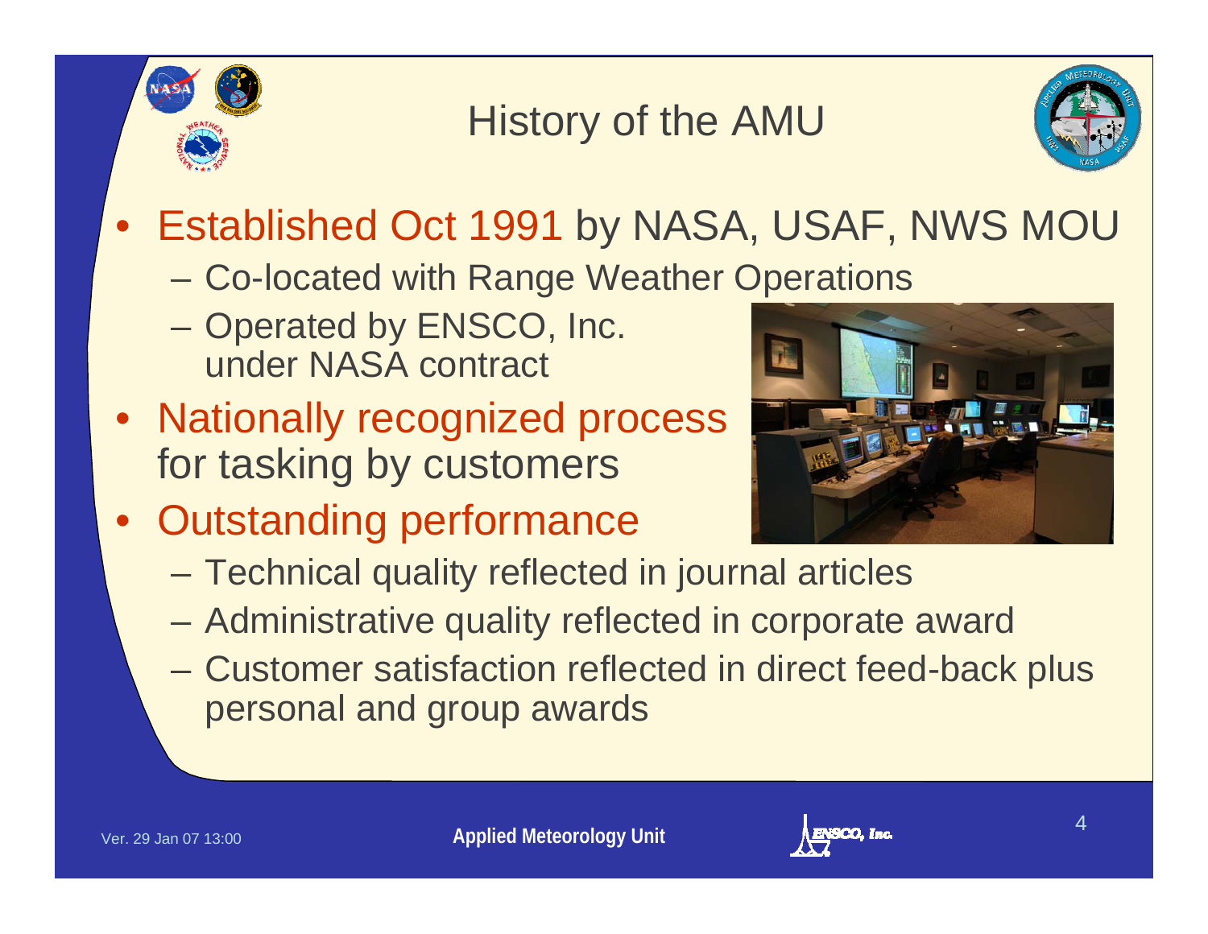# History of the AMU

- Established Oct 1991 by NASA, USAF, NWS MOU
  - Co-located with Range Weather Operations
  - Operated by ENSCO, Inc. under NASA contract
- Nationally recognized process for tasking by customers
- Outstanding performance
  - Technical quality reflected in journal articles
  - Administrative quality reflected in corporate award
  - Customer satisfaction reflected in direct feed-back plus personal and group awards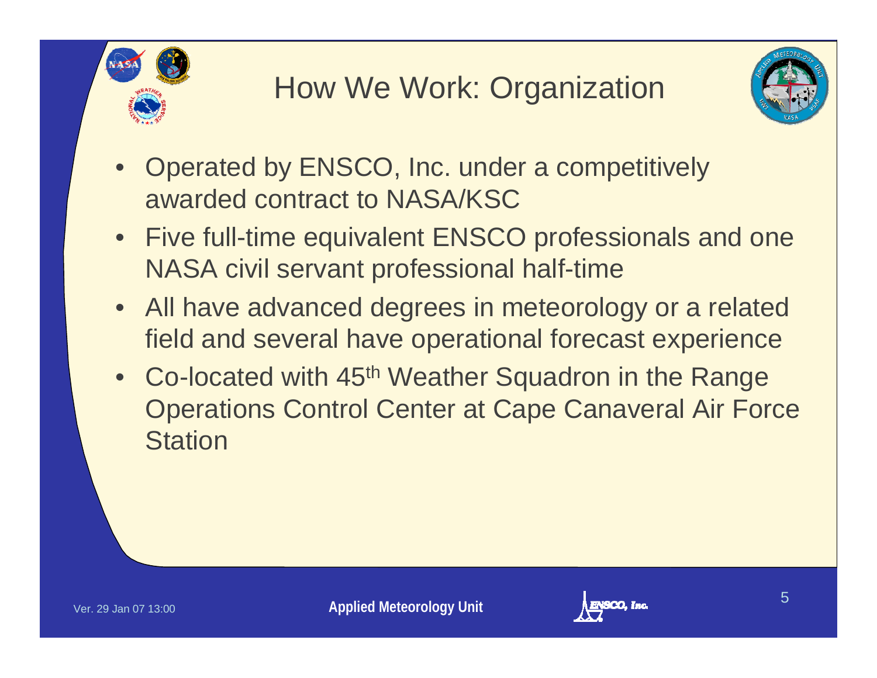# How We Work: Organization

- Operated by ENSCO, Inc. under a competitively awarded contract to NASA/KSC
- Five full-time equivalent ENSCO professionals and one NASA civil servant professional half-time
- All have advanced degrees in meteorology or a related field and several have operational forecast experience
- Co-located with 45th Weather Squadron in the Range Operations Control Center at Cape Canaveral Air Force Station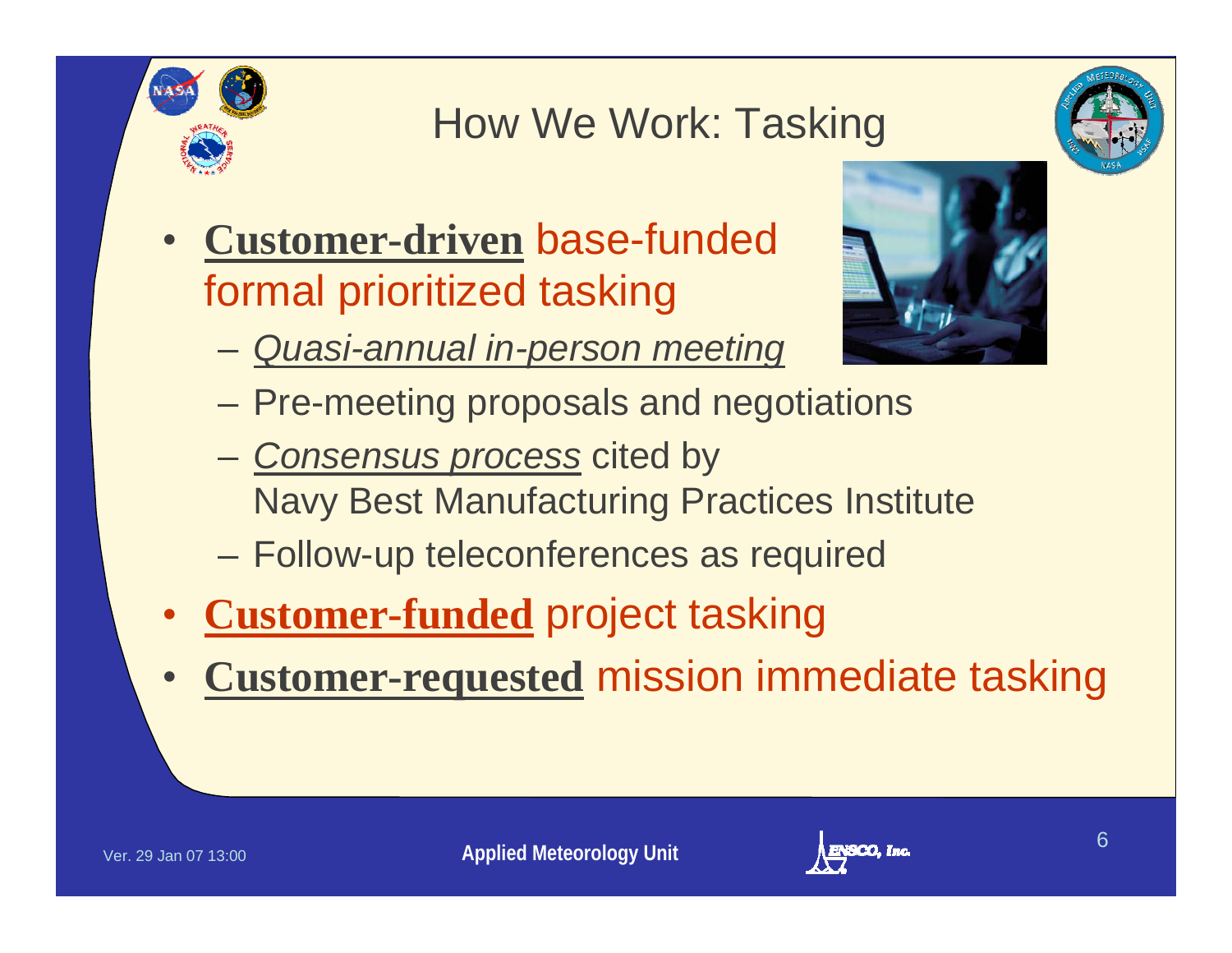# How We Work: Tasking

- **Customer-driven** base-funded formal prioritized tasking
  - *Quasi-annual in-person meeting*
  - Pre-meeting proposals and negotiations
  - *Consensus process* cited by Navy Best Manufacturing Practices Institute
  - Follow-up teleconferences as required
- **Customer-funded** project tasking
- **Customer-requested** mission immediate tasking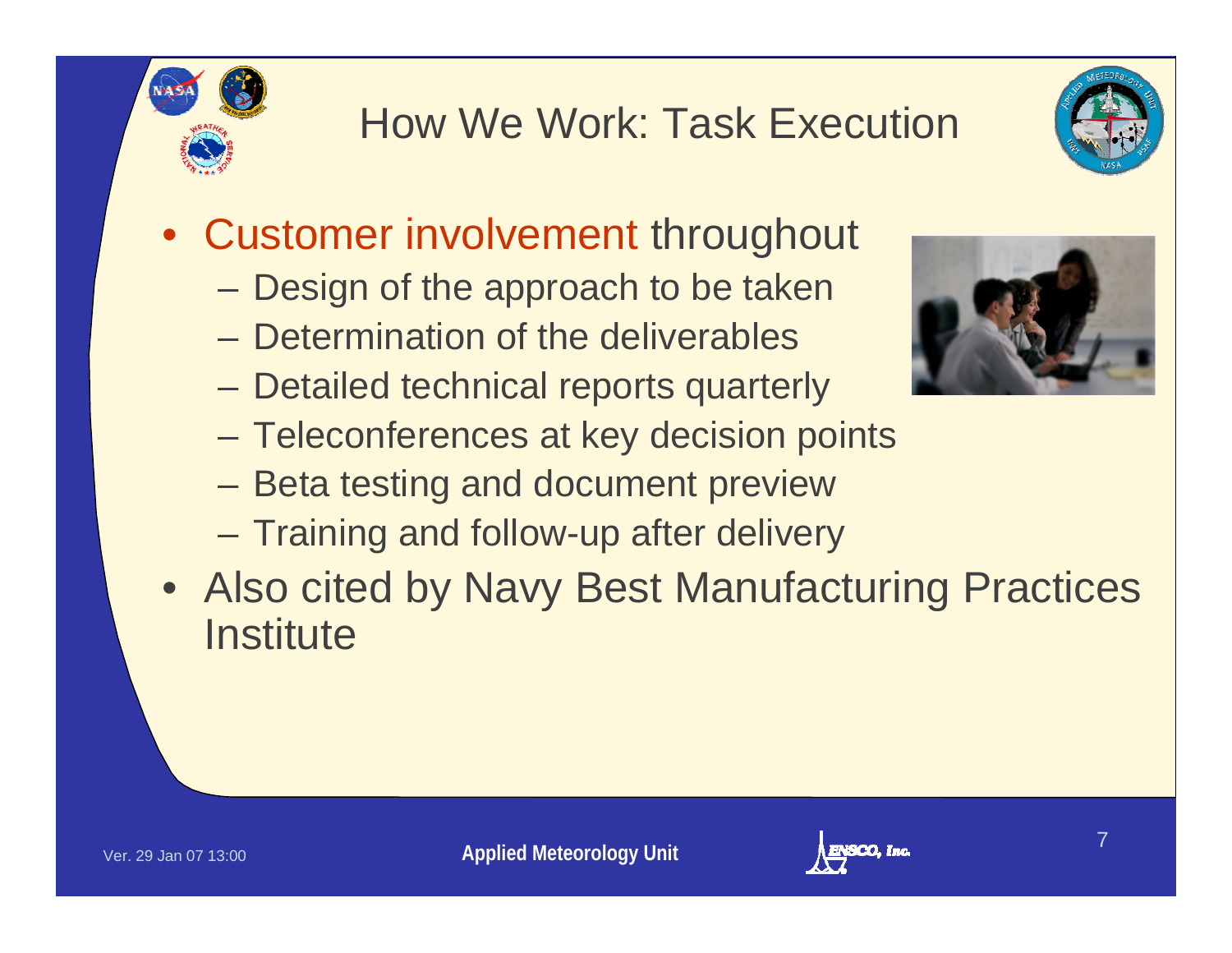# How We Work: Task Execution

- Customer involvement throughout
  - Design of the approach to be taken
  - Determination of the deliverables
  - Detailed technical reports quarterly
  - Teleconferences at key decision points
  - Beta testing and document preview
  - Training and follow-up after delivery
- Also cited by Navy Best Manufacturing Practices Institute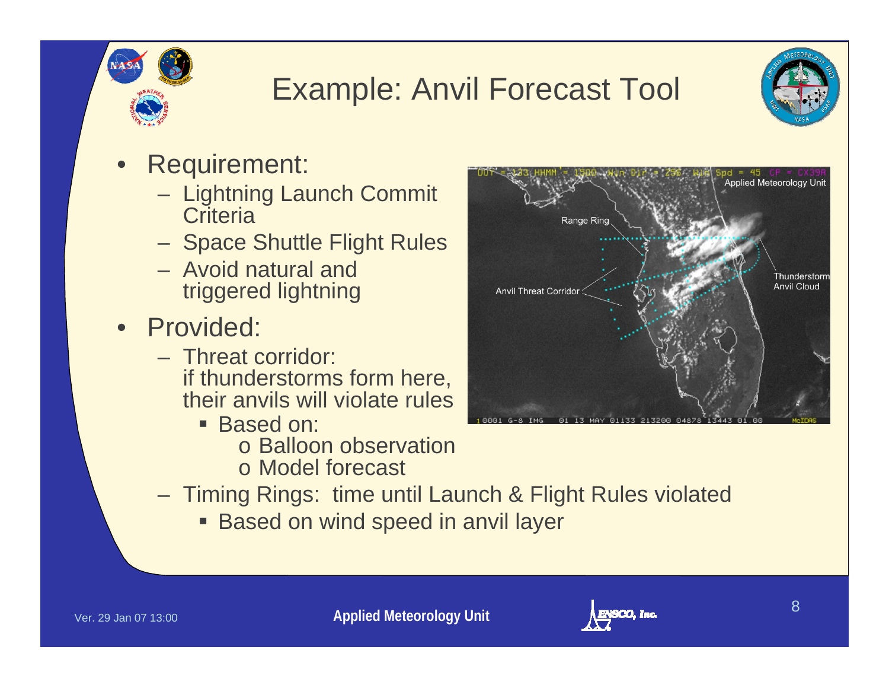# Example: Anvil Forecast Tool

- Requirement:
  - Lightning Launch Commit Criteria
  - Space Shuttle Flight Rules
  - Avoid natural and triggered lightning
- Provided:
  - Threat corridor: if thunderstorms form here, their anvils will violate rules
    - Based on:
      - Balloon observation
      - Model forecast
  - Timing Rings: time until Launch & Flight Rules violated
    - Based on wind speed in anvil layer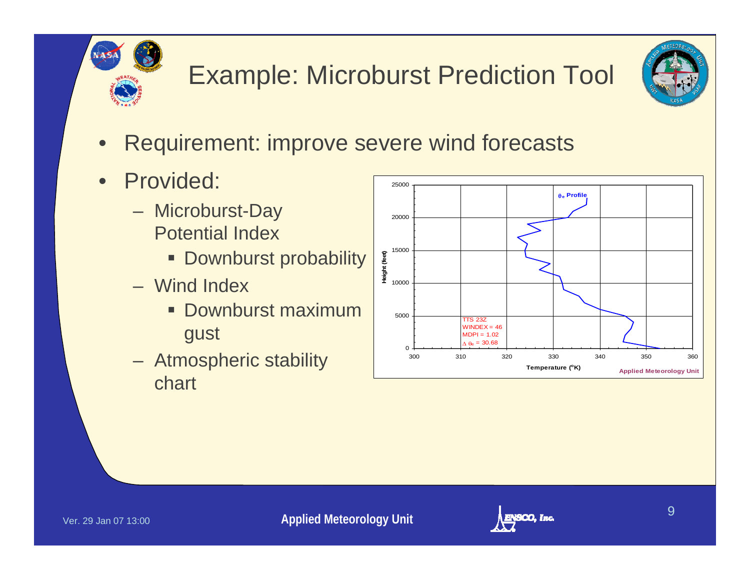# Example: Microburst Prediction Tool

- Requirement: improve severe wind forecasts
- Provided:
  - Microburst-Day Potential Index
    - Downburst probability
  - Wind Index
    - Downburst maximum gust
  - Atmospheric stability chart

$\theta_e$ Profile

TTS 23Z
WINDEX = 46
MDPI = 1.02
$\Delta\ \theta_e$ = 30.68

Height (feet)

Temperature (°K)

Applied Meteorology Unit

Ver. 29 Jan 07 13:00

Applied Meteorology Unit

ENSCO, Inc.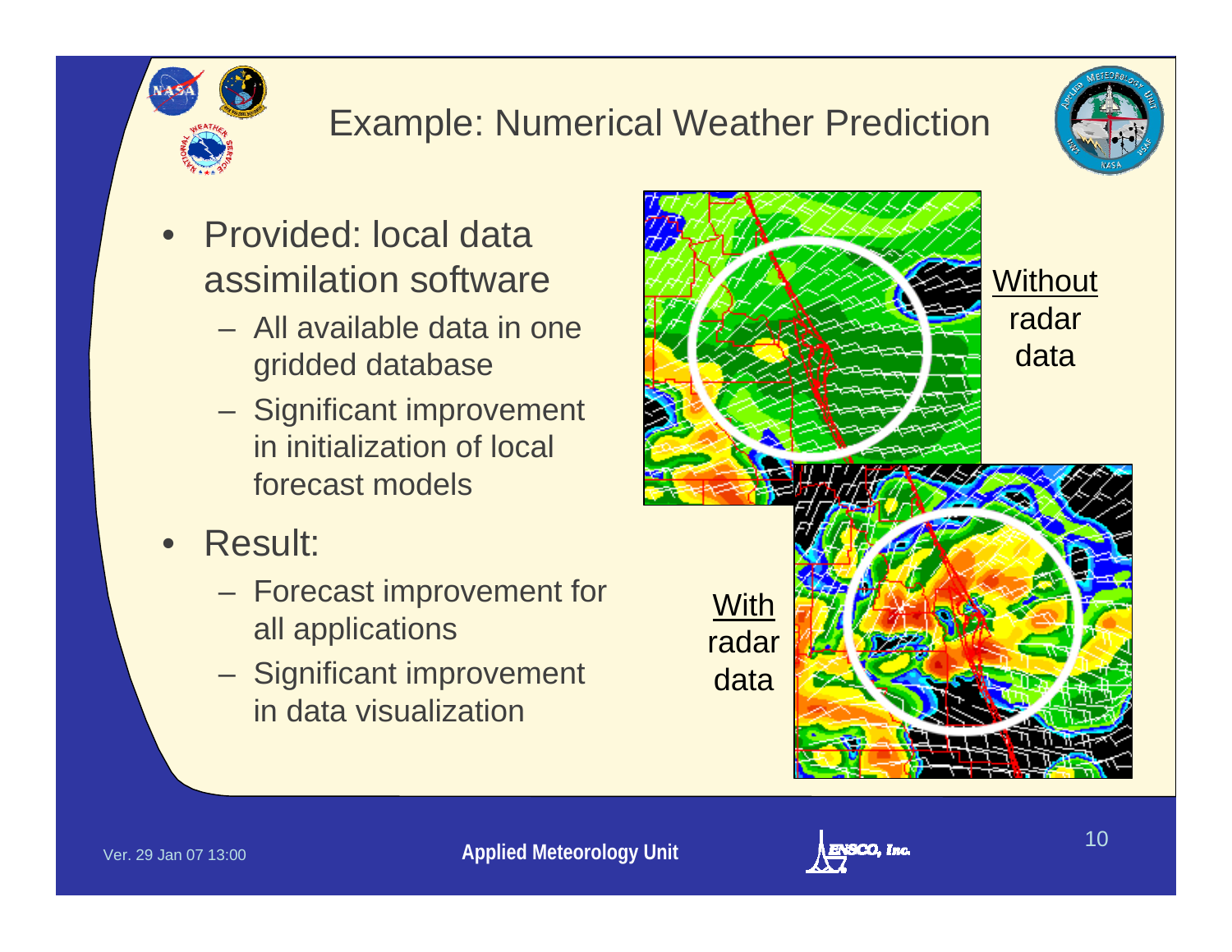# Example: Numerical Weather Prediction

- Provided: local data assimilation software
  - All available data in one gridded database
  - Significant improvement in initialization of local forecast models
- Result:
  - Forecast improvement for all applications
  - Significant improvement in data visualization

Without radar data

With radar data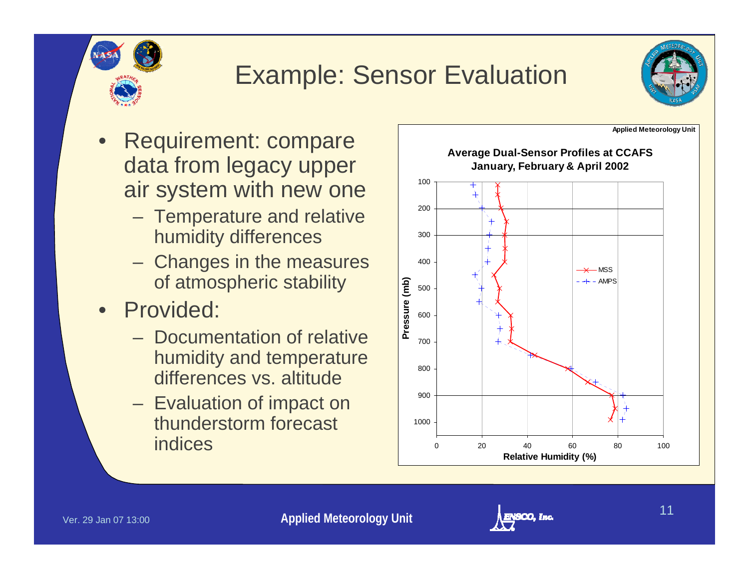# Example: Sensor Evaluation

- Requirement: compare data from legacy upper air system with new one
  - Temperature and relative humidity differences
  - Changes in the measures of atmospheric stability
- Provided:
  - Documentation of relative humidity and temperature differences vs. altitude
  - Evaluation of impact on thunderstorm forecast indices

**Average Dual-Sensor Profiles at CCAFS January, February & April 2002**

Applied Meteorology Unit

Pressure (mb) vs. Relative Humidity (%) — MSS, AMPS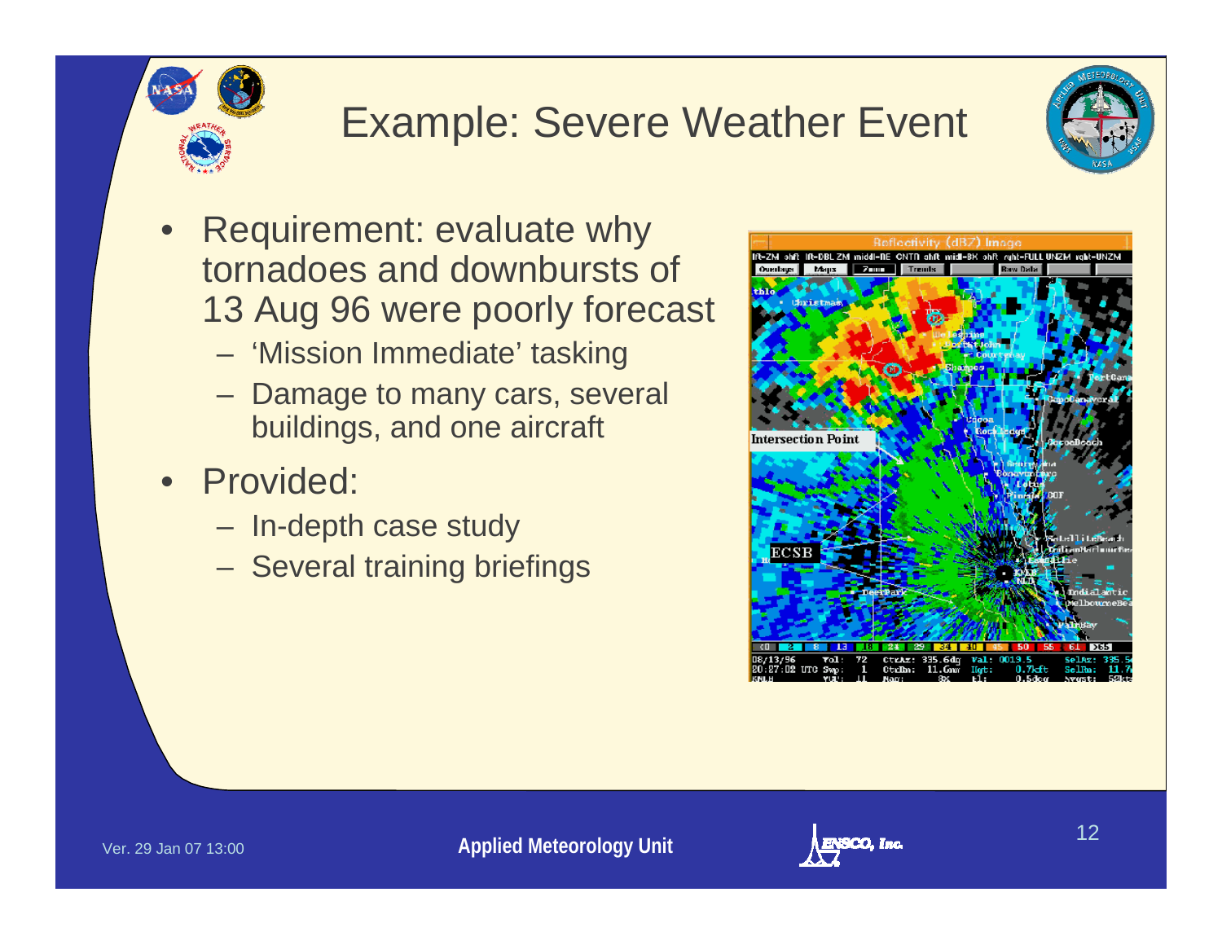# Example: Severe Weather Event

- Requirement: evaluate why tornadoes and downbursts of 13 Aug 96 were poorly forecast
  - 'Mission Immediate' tasking
  - Damage to many cars, several buildings, and one aircraft
- Provided:
  - In-depth case study
  - Several training briefings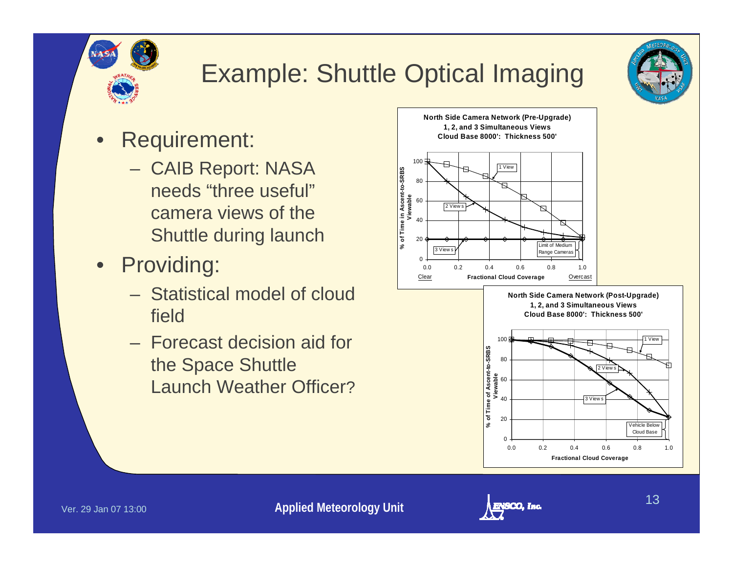# Example: Shuttle Optical Imaging

- Requirement:
  - CAIB Report: NASA needs “three useful” camera views of the Shuttle during launch
- Providing:
  - Statistical model of cloud field
  - Forecast decision aid for the Space Shuttle Launch Weather Officer?

**North Side Camera Network (Pre-Upgrade)**
**1, 2, and 3 Simultaneous Views**
**Cloud Base 8000': Thickness 500'**

**North Side Camera Network (Post-Upgrade)**
**1, 2, and 3 Simultaneous Views**
**Cloud Base 8000': Thickness 500'**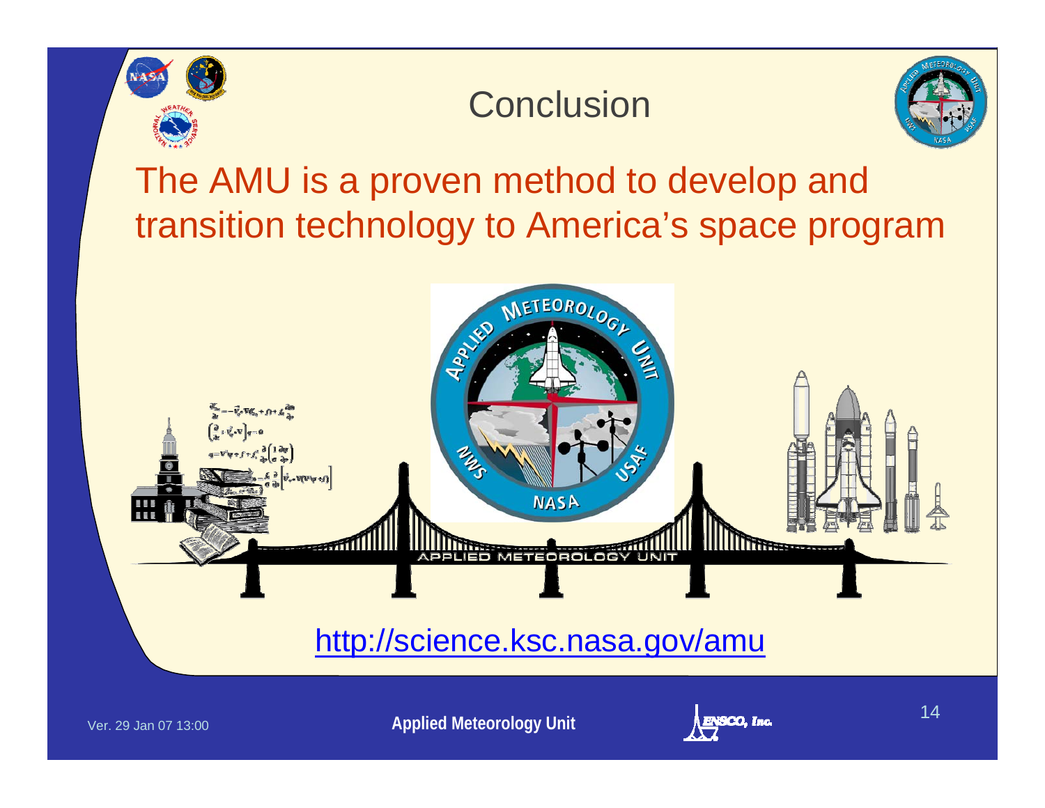# Conclusion

The AMU is a proven method to develop and transition technology to America's space program

http://science.ksc.nasa.gov/amu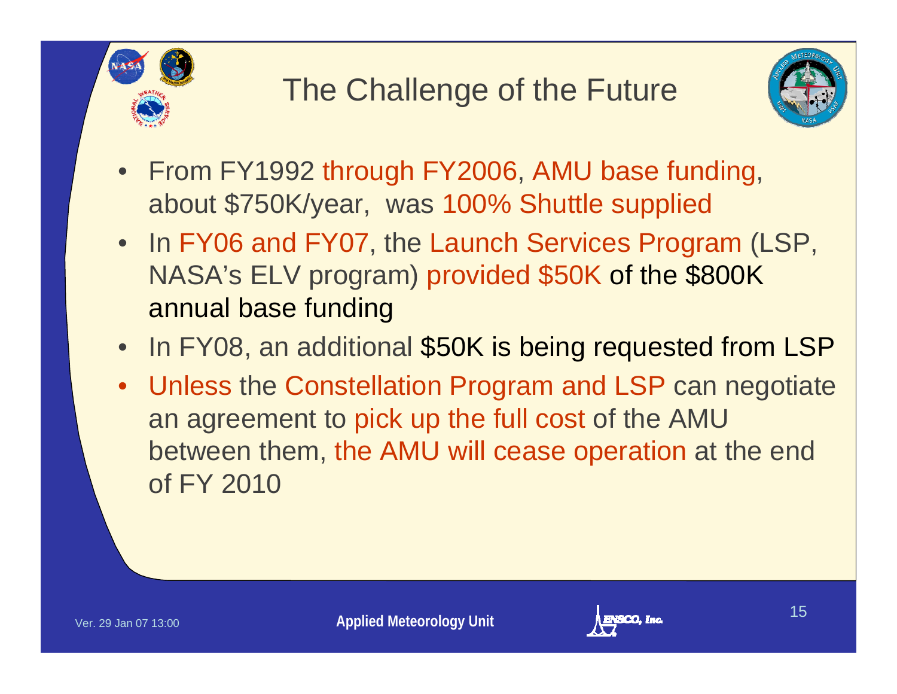# The Challenge of the Future

- From FY1992 through FY2006, AMU base funding, about $750K/year, was 100% Shuttle supplied
- In FY06 and FY07, the Launch Services Program (LSP, NASA's ELV program) provided $50K of the $800K annual base funding
- In FY08, an additional $50K is being requested from LSP
- Unless the Constellation Program and LSP can negotiate an agreement to pick up the full cost of the AMU between them, the AMU will cease operation at the end of FY 2010